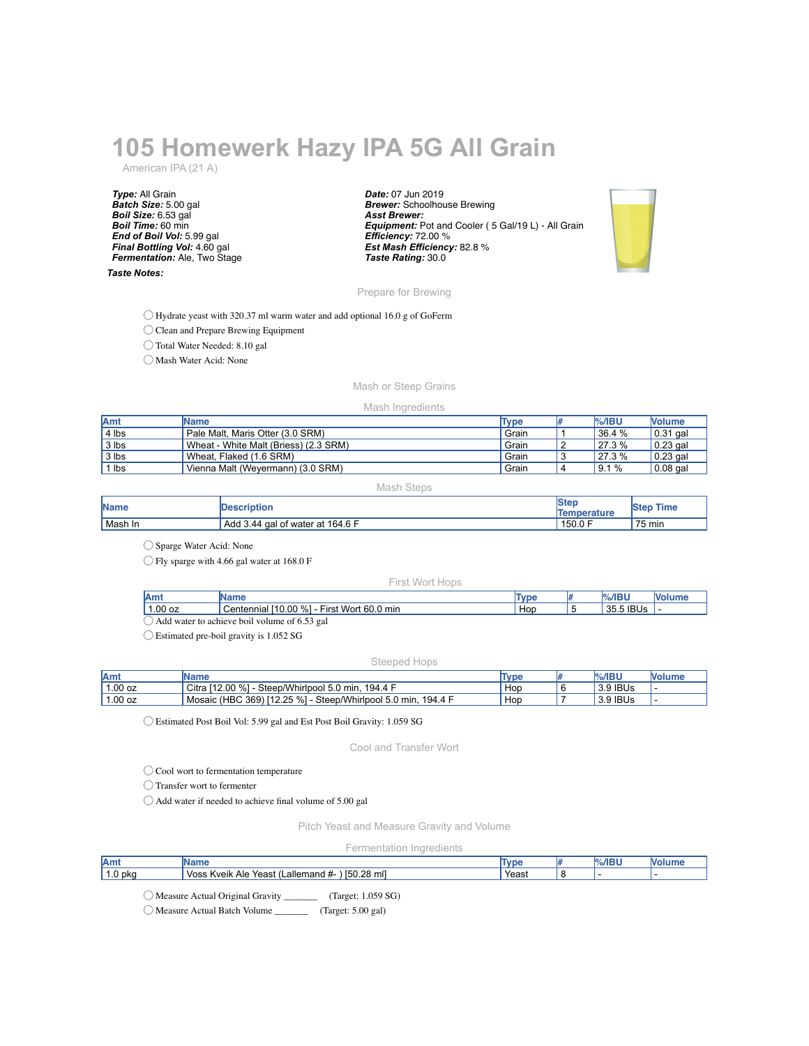# 105 Homewerk Hazy IPA 5G All Grain

American IPA (21 A)

***Type:*** All Grain
***Batch Size:*** 5.00 gal
***Boil Size:*** 6.53 gal
***Boil Time:*** 60 min
***End of Boil Vol:*** 5.99 gal
***Final Bottling Vol:*** 4.60 gal
***Fermentation:*** Ale, Two Stage

***Date:*** 07 Jun 2019
***Brewer:*** Schoolhouse Brewing
***Asst Brewer:***
***Equipment:*** Pot and Cooler ( 5 Gal/19 L) - All Grain
***Efficiency:*** 72.00 %
***Est Mash Efficiency:*** 82.8 %
***Taste Rating:*** 30.0

***Taste Notes:***

## Prepare for Brewing

- ◯ Hydrate yeast with 320.37 ml warm water and add optional 16.0 g of GoFerm
- ◯ Clean and Prepare Brewing Equipment
- ◯ Total Water Needed: 8.10 gal
- ◯ Mash Water Acid: None

## Mash or Steep Grains

### Mash Ingredients

| Amt | Name | Type | # | %/IBU | Volume |
|---|---|---|---|---|---|
| 4 lbs | Pale Malt, Maris Otter (3.0 SRM) | Grain | 1 | 36.4 % | 0.31 gal |
| 3 lbs | Wheat - White Malt (Briess) (2.3 SRM) | Grain | 2 | 27.3 % | 0.23 gal |
| 3 lbs | Wheat, Flaked (1.6 SRM) | Grain | 3 | 27.3 % | 0.23 gal |
| 1 lbs | Vienna Malt (Weyermann) (3.0 SRM) | Grain | 4 | 9.1 % | 0.08 gal |

### Mash Steps

| Name | Description | Step Temperature | Step Time |
|---|---|---|---|
| Mash In | Add 3.44 gal of water at 164.6 F | 150.0 F | 75 min |

- ◯ Sparge Water Acid: None
- ◯ Fly sparge with 4.66 gal water at 168.0 F

### First Wort Hops

| Amt | Name | Type | # | %/IBU | Volume |
|---|---|---|---|---|---|
| 1.00 oz | Centennial [10.00 %] - First Wort 60.0 min | Hop | 5 | 35.5 IBUs | - |

- ◯ Add water to achieve boil volume of 6.53 gal
- ◯ Estimated pre-boil gravity is 1.052 SG

### Steeped Hops

| Amt | Name | Type | # | %/IBU | Volume |
|---|---|---|---|---|---|
| 1.00 oz | Citra [12.00 %] - Steep/Whirlpool 5.0 min, 194.4 F | Hop | 6 | 3.9 IBUs | - |
| 1.00 oz | Mosaic (HBC 369) [12.25 %] - Steep/Whirlpool 5.0 min, 194.4 F | Hop | 7 | 3.9 IBUs | - |

- ◯ Estimated Post Boil Vol: 5.99 gal and Est Post Boil Gravity: 1.059 SG

## Cool and Transfer Wort

- ◯ Cool wort to fermentation temperature
- ◯ Transfer wort to fermenter
- ◯ Add water if needed to achieve final volume of 5.00 gal

## Pitch Yeast and Measure Gravity and Volume

### Fermentation Ingredients

| Amt | Name | Type | # | %/IBU | Volume |
|---|---|---|---|---|---|
| 1.0 pkg | Voss Kveik Ale Yeast (Lallemand #- ) [50.28 ml] | Yeast | 8 | - | - |

- ◯ Measure Actual Original Gravity _______ (Target: 1.059 SG)
- ◯ Measure Actual Batch Volume _______ (Target: 5.00 gal)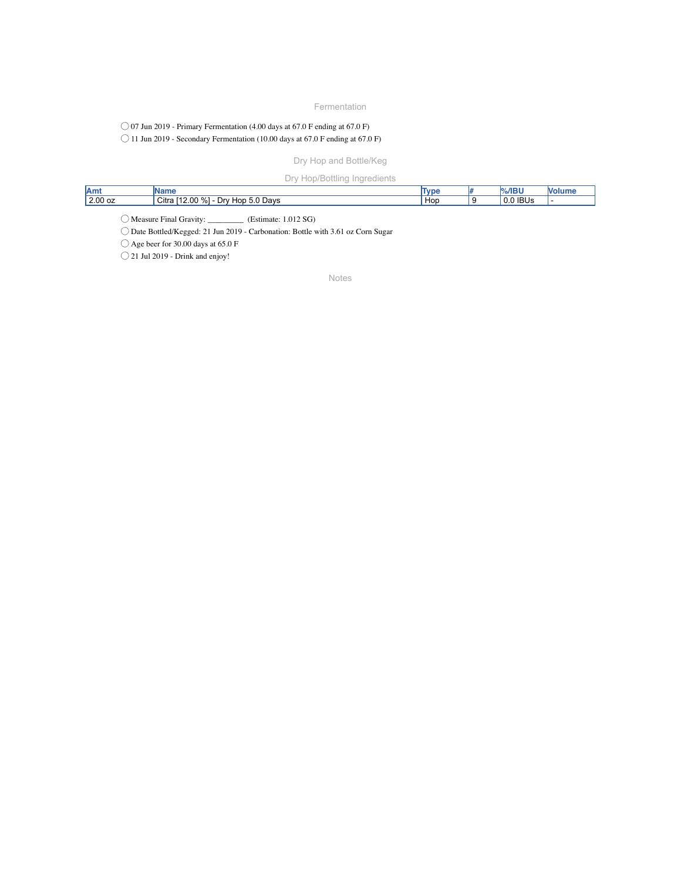## Fermentation

- ◯ 07 Jun 2019 - Primary Fermentation (4.00 days at 67.0 F ending at 67.0 F)
- ◯ 11 Jun 2019 - Secondary Fermentation (10.00 days at 67.0 F ending at 67.0 F)

## Dry Hop and Bottle/Keg

### Dry Hop/Bottling Ingredients

| Amt | Name | Type | # | %/IBU | Volume |
|---|---|---|---|---|---|
| 2.00 oz | Citra [12.00 %] - Dry Hop 5.0 Days | Hop | 9 | 0.0 IBUs | - |

- ◯ Measure Final Gravity: _________ (Estimate: 1.012 SG)
- ◯ Date Bottled/Kegged: 21 Jun 2019 - Carbonation: Bottle with 3.61 oz Corn Sugar
- ◯ Age beer for 30.00 days at 65.0 F
- ◯ 21 Jul 2019 - Drink and enjoy!

## Notes